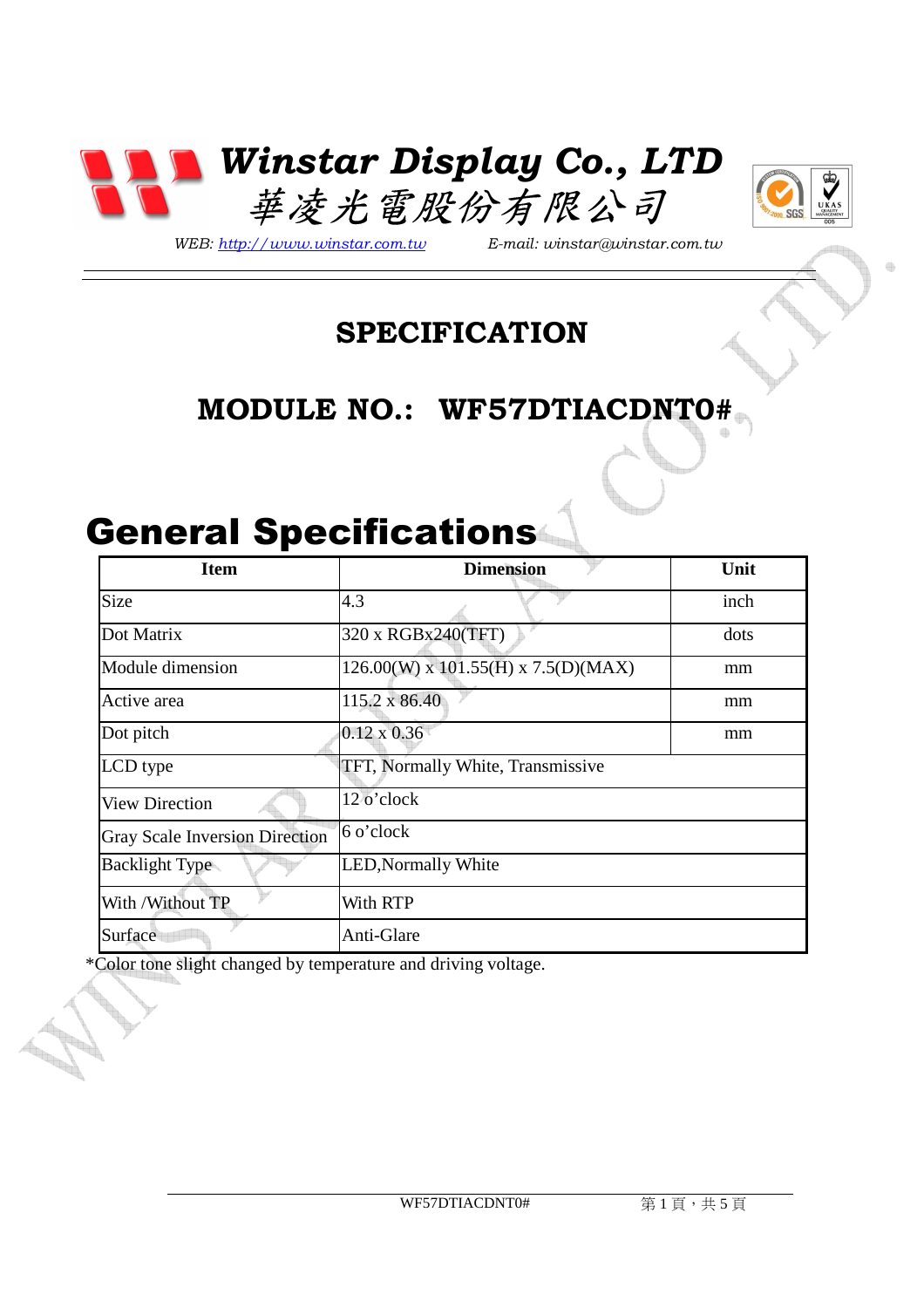# Winstar Display Co., LTD
# 華凌光電股份有限公司

*WEB: http://www.winstar.com.tw* *E-mail: winstar@winstar.com.tw*

## SPECIFICATION

## MODULE NO.: WF57DTIACDNT0#

# General Specifications

| Item | Dimension | Unit |
|---|---|---|
| Size | 4.3 | inch |
| Dot Matrix | 320 x RGBx240(TFT) | dots |
| Module dimension | 126.00(W) x 101.55(H) x 7.5(D)(MAX) | mm |
| Active area | 115.2 x 86.40 | mm |
| Dot pitch | 0.12 x 0.36 | mm |
| LCD type | TFT, Normally White, Transmissive | |
| View Direction | 12 o'clock | |
| Gray Scale Inversion Direction | 6 o'clock | |
| Backlight Type | LED,Normally White | |
| With /Without TP | With RTP | |
| Surface | Anti-Glare | |

*Color tone slight changed by temperature and driving voltage.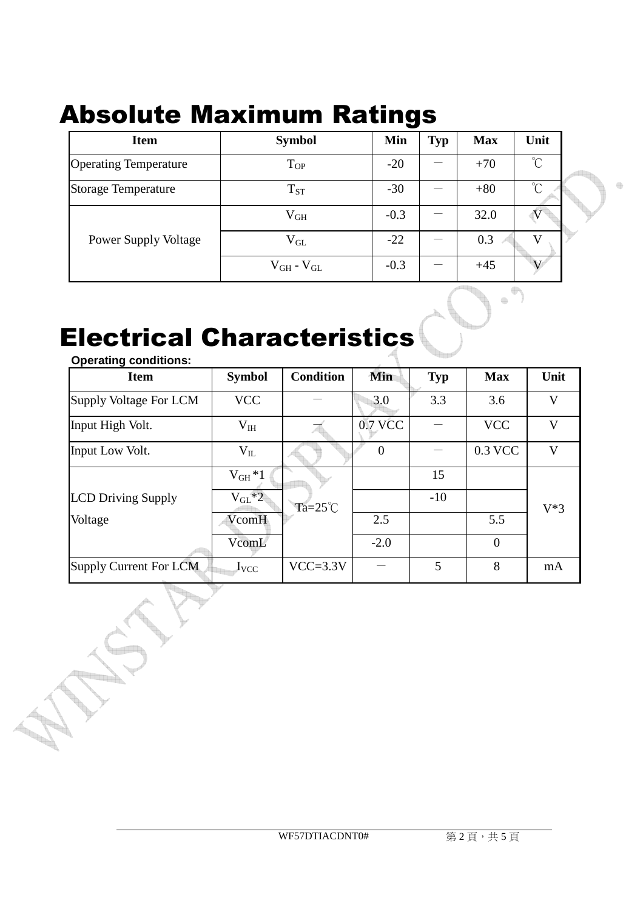# Absolute Maximum Ratings

| Item | Symbol | Min | Typ | Max | Unit |
|---|---|---|---|---|---|
| Operating Temperature | $T_{OP}$ | -20 | － | +70 | ℃ |
| Storage Temperature | $T_{ST}$ | -30 | － | +80 | ℃ |
| Power Supply Voltage | $V_{GH}$ | -0.3 | － | 32.0 | V |
| | $V_{GL}$ | -22 | － | 0.3 | V |
| | $V_{GH}$ - $V_{GL}$ | -0.3 | － | +45 | V |

# Electrical Characteristics

**Operating conditions:**

| Item | Symbol | Condition | Min | Typ | Max | Unit |
|---|---|---|---|---|---|---|
| Supply Voltage For LCM | VCC | － | 3.0 | 3.3 | 3.6 | V |
| Input High Volt. | $V_{IH}$ | － | 0.7 VCC | － | VCC | V |
| Input Low Volt. | $V_{IL}$ | － | 0 | － | 0.3 VCC | V |
| LCD Driving Supply Voltage | $V_{GH}$ *1 | Ta=25℃ | | 15 | | V*3 |
| | $V_{GL}$ *2 | | | -10 | | |
| | VcomH | | 2.5 | | 5.5 | |
| | VcomL | | -2.0 | | 0 | |
| Supply Current For LCM | $I_{VCC}$ | VCC=3.3V | － | 5 | 8 | mA |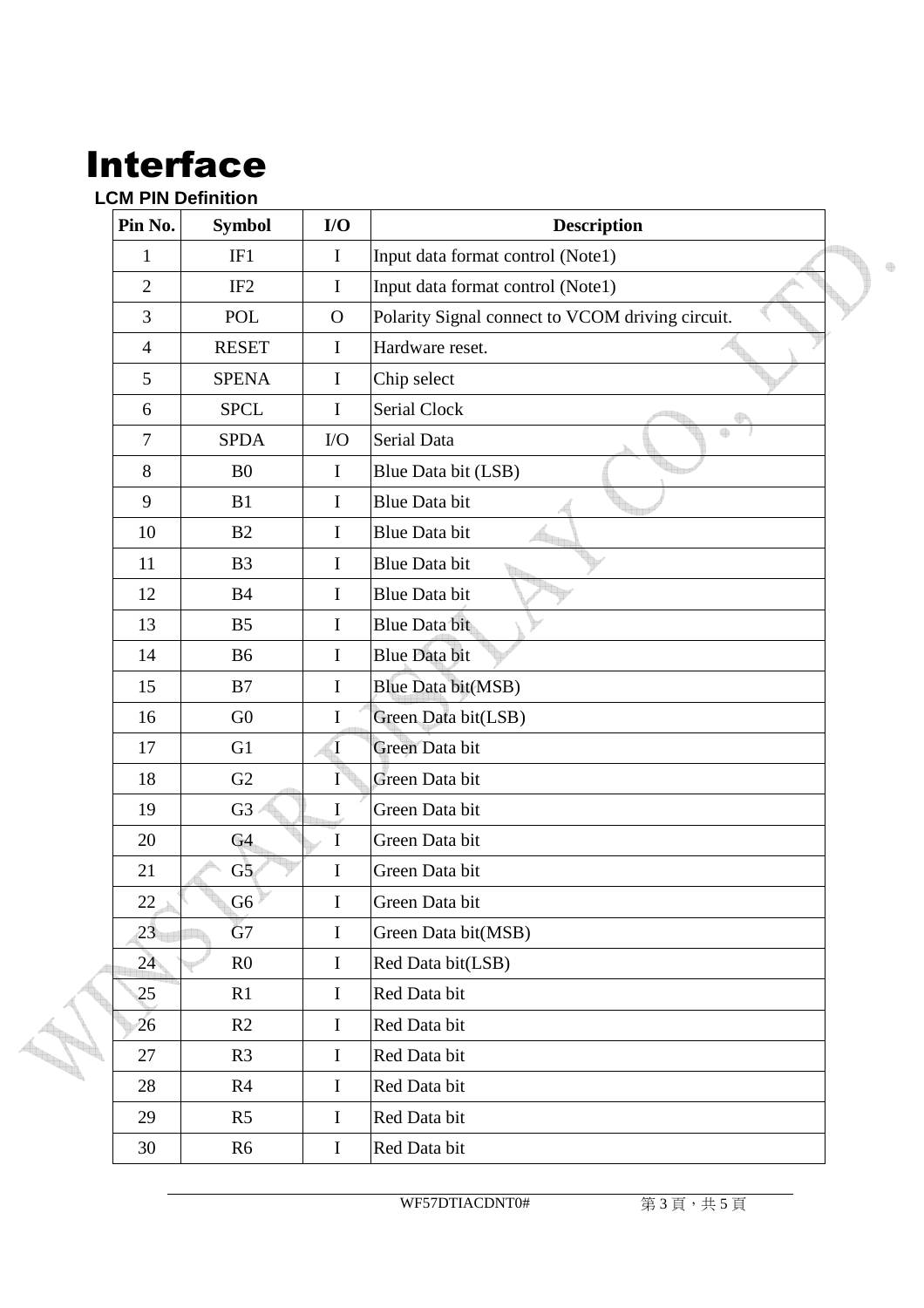# Interface

### LCM PIN Definition

| Pin No. | Symbol | I/O | Description |
|---|---|---|---|
| 1 | IF1 | I | Input data format control (Note1) |
| 2 | IF2 | I | Input data format control (Note1) |
| 3 | POL | O | Polarity Signal connect to VCOM driving circuit. |
| 4 | RESET | I | Hardware reset. |
| 5 | SPENA | I | Chip select |
| 6 | SPCL | I | Serial Clock |
| 7 | SPDA | I/O | Serial Data |
| 8 | B0 | I | Blue Data bit (LSB) |
| 9 | B1 | I | Blue Data bit |
| 10 | B2 | I | Blue Data bit |
| 11 | B3 | I | Blue Data bit |
| 12 | B4 | I | Blue Data bit |
| 13 | B5 | I | Blue Data bit |
| 14 | B6 | I | Blue Data bit |
| 15 | B7 | I | Blue Data bit(MSB) |
| 16 | G0 | I | Green Data bit(LSB) |
| 17 | G1 | I | Green Data bit |
| 18 | G2 | I | Green Data bit |
| 19 | G3 | I | Green Data bit |
| 20 | G4 | I | Green Data bit |
| 21 | G5 | I | Green Data bit |
| 22 | G6 | I | Green Data bit |
| 23 | G7 | I | Green Data bit(MSB) |
| 24 | R0 | I | Red Data bit(LSB) |
| 25 | R1 | I | Red Data bit |
| 26 | R2 | I | Red Data bit |
| 27 | R3 | I | Red Data bit |
| 28 | R4 | I | Red Data bit |
| 29 | R5 | I | Red Data bit |
| 30 | R6 | I | Red Data bit |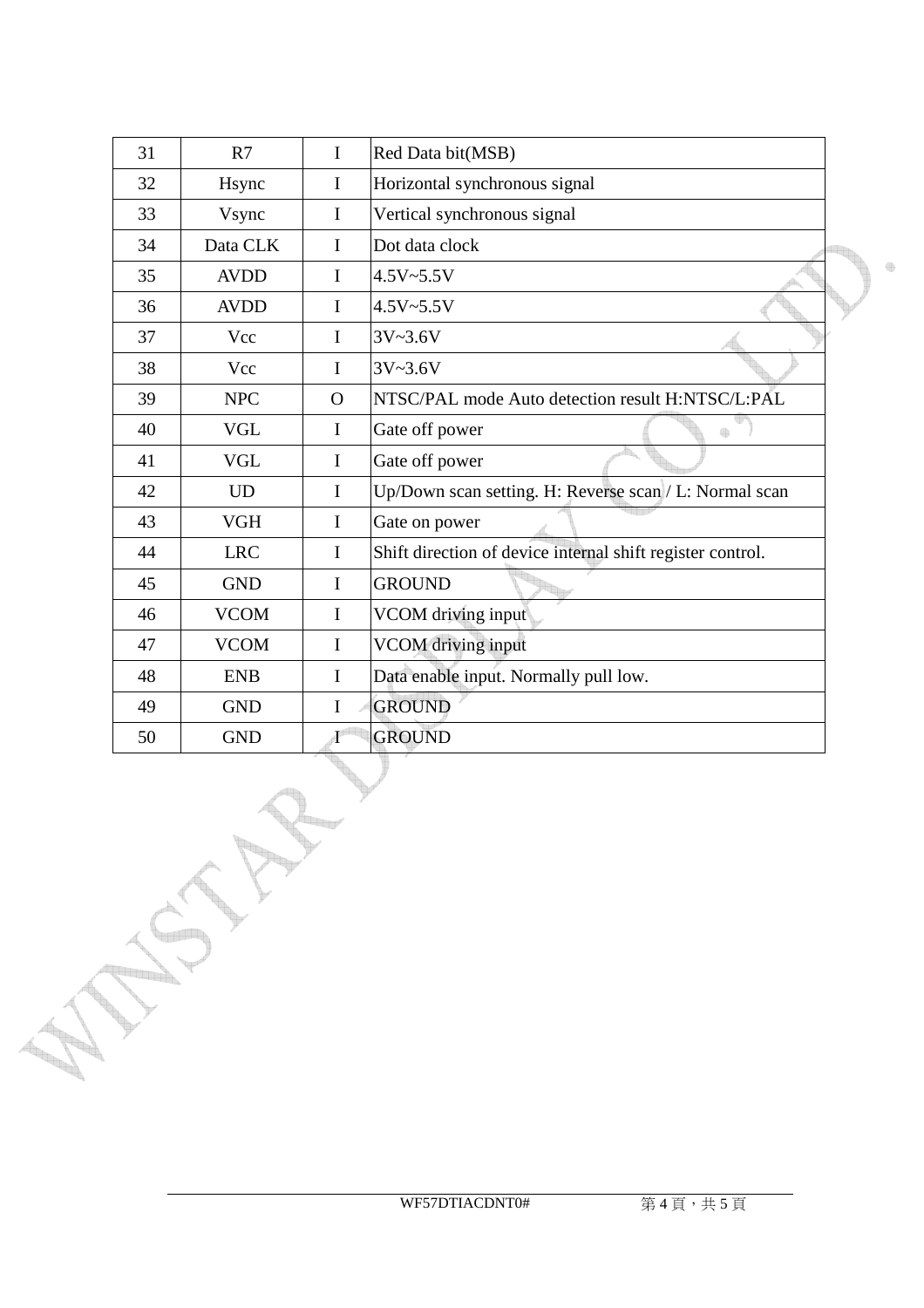| 31 | R7 | I | Red Data bit(MSB) |
|---|---|---|---|
| 32 | Hsync | I | Horizontal synchronous signal |
| 33 | Vsync | I | Vertical synchronous signal |
| 34 | Data CLK | I | Dot data clock |
| 35 | AVDD | I | 4.5V~5.5V |
| 36 | AVDD | I | 4.5V~5.5V |
| 37 | Vcc | I | 3V~3.6V |
| 38 | Vcc | I | 3V~3.6V |
| 39 | NPC | O | NTSC/PAL mode Auto detection result H:NTSC/L:PAL |
| 40 | VGL | I | Gate off power |
| 41 | VGL | I | Gate off power |
| 42 | UD | I | Up/Down scan setting. H: Reverse scan / L: Normal scan |
| 43 | VGH | I | Gate on power |
| 44 | LRC | I | Shift direction of device internal shift register control. |
| 45 | GND | I | GROUND |
| 46 | VCOM | I | VCOM driving input |
| 47 | VCOM | I | VCOM driving input |
| 48 | ENB | I | Data enable input. Normally pull low. |
| 49 | GND | I | GROUND |
| 50 | GND | I | GROUND |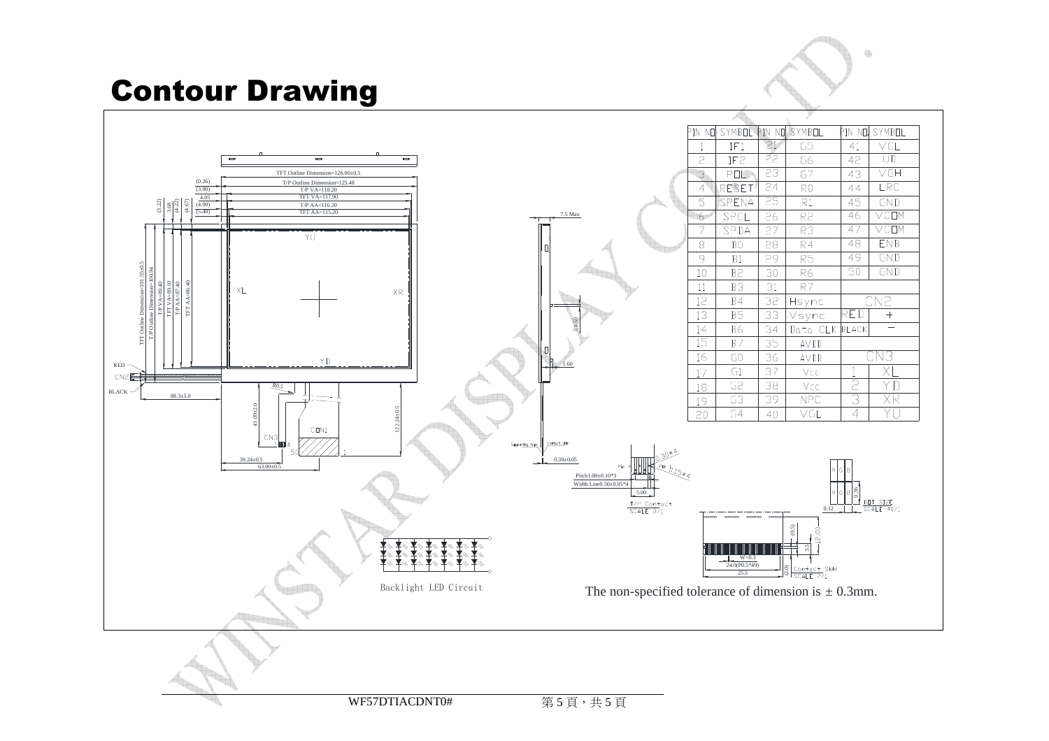# Contour Drawing

| PIN NO | SYMBOL | PIN NO | SYMBOL | PIN NO | SYMBOL |
|---|---|---|---|---|---|
| 1 | IF1 | 21 | G5 | 41 | VGL |
| 2 | IF2 | 22 | G6 | 42 | UD |
| 3 | POL | 23 | G7 | 43 | VGH |
| 4 | RESET | 24 | R0 | 44 | LRC |
| 5 | SPENA | 25 | R1 | 45 | GND |
| 6 | SPCL | 26 | R2 | 46 | VCOM |
| 7 | SPDA | 27 | R3 | 47 | VCOM |
| 8 | B0 | 28 | R4 | 48 | ENB |
| 9 | B1 | 29 | R5 | 49 | GND |
| 10 | B2 | 30 | R6 | 50 | GND |
| 11 | B3 | 31 | R7 | | |
| 12 | B4 | 32 | Hsync | CN2 | |
| 13 | B5 | 33 | Vsync | RED | + |
| 14 | B6 | 34 | Data CLK | BLACK | − |
| 15 | B7 | 35 | AVDD | | |
| 16 | G0 | 36 | AVDD | CN3 | |
| 17 | G1 | 37 | Vcc | 1 | XL |
| 18 | G2 | 38 | Vcc | 2 | YD |
| 19 | G3 | 39 | NPC | 3 | XR |
| 20 | G4 | 40 | VGL | 4 | YU |

TFT Outline Dimension=126.00±0.5
T/P Outline Dimension=125.48
T/P VA=118.20
TFT VA=117.90
T/P AA=116.20
TFT AA=115.20
TFT Outline Dimension=101.55±0.5
T/P Outline Dimension=100.94
T/P VA=89.40
TFT VA=89.10
T/P AA=87.40
TFT AA=86.40

Backlight LED Circuit

The non-specified tolerance of dimension is ± 0.3mm.